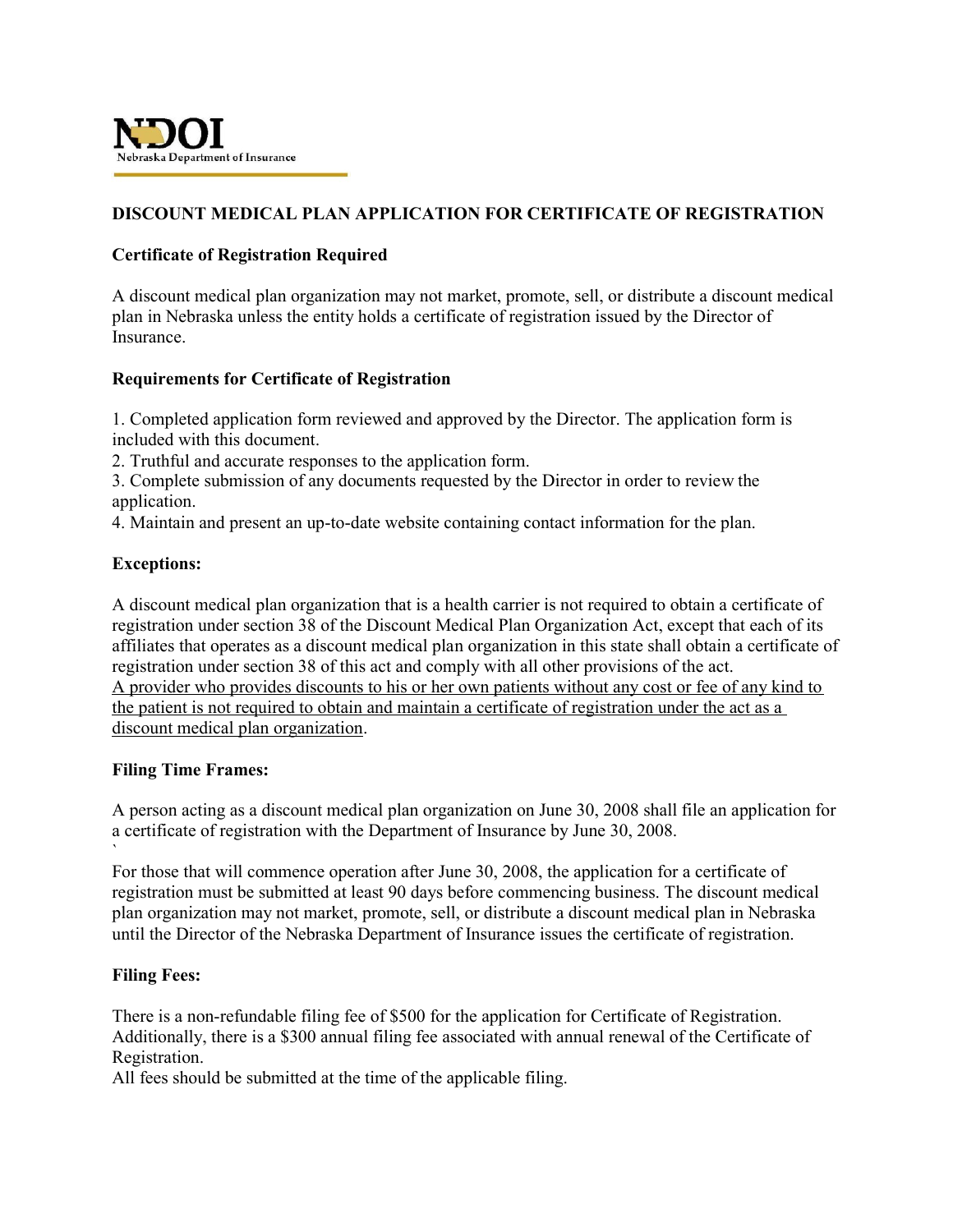NDOI
Nebraska Department of Insurance

# DISCOUNT MEDICAL PLAN APPLICATION FOR CERTIFICATE OF REGISTRATION

**Certificate of Registration Required**

A discount medical plan organization may not market, promote, sell, or distribute a discount medical plan in Nebraska unless the entity holds a certificate of registration issued by the Director of Insurance.

**Requirements for Certificate of Registration**

1. Completed application form reviewed and approved by the Director. The application form is included with this document.
2. Truthful and accurate responses to the application form.
3. Complete submission of any documents requested by the Director in order to review the application.
4. Maintain and present an up-to-date website containing contact information for the plan.

**Exceptions:**

A discount medical plan organization that is a health carrier is not required to obtain a certificate of registration under section 38 of the Discount Medical Plan Organization Act, except that each of its affiliates that operates as a discount medical plan organization in this state shall obtain a certificate of registration under section 38 of this act and comply with all other provisions of the act.
<u>A provider who provides discounts to his or her own patients without any cost or fee of any kind to the patient is not required to obtain and maintain a certificate of registration under the act as a discount medical plan organization</u>.

**Filing Time Frames:**

A person acting as a discount medical plan organization on June 30, 2008 shall file an application for a certificate of registration with the Department of Insurance by June 30, 2008.
`
For those that will commence operation after June 30, 2008, the application for a certificate of registration must be submitted at least 90 days before commencing business. The discount medical plan organization may not market, promote, sell, or distribute a discount medical plan in Nebraska until the Director of the Nebraska Department of Insurance issues the certificate of registration.

**Filing Fees:**

There is a non-refundable filing fee of $500 for the application for Certificate of Registration. Additionally, there is a $300 annual filing fee associated with annual renewal of the Certificate of Registration.
All fees should be submitted at the time of the applicable filing.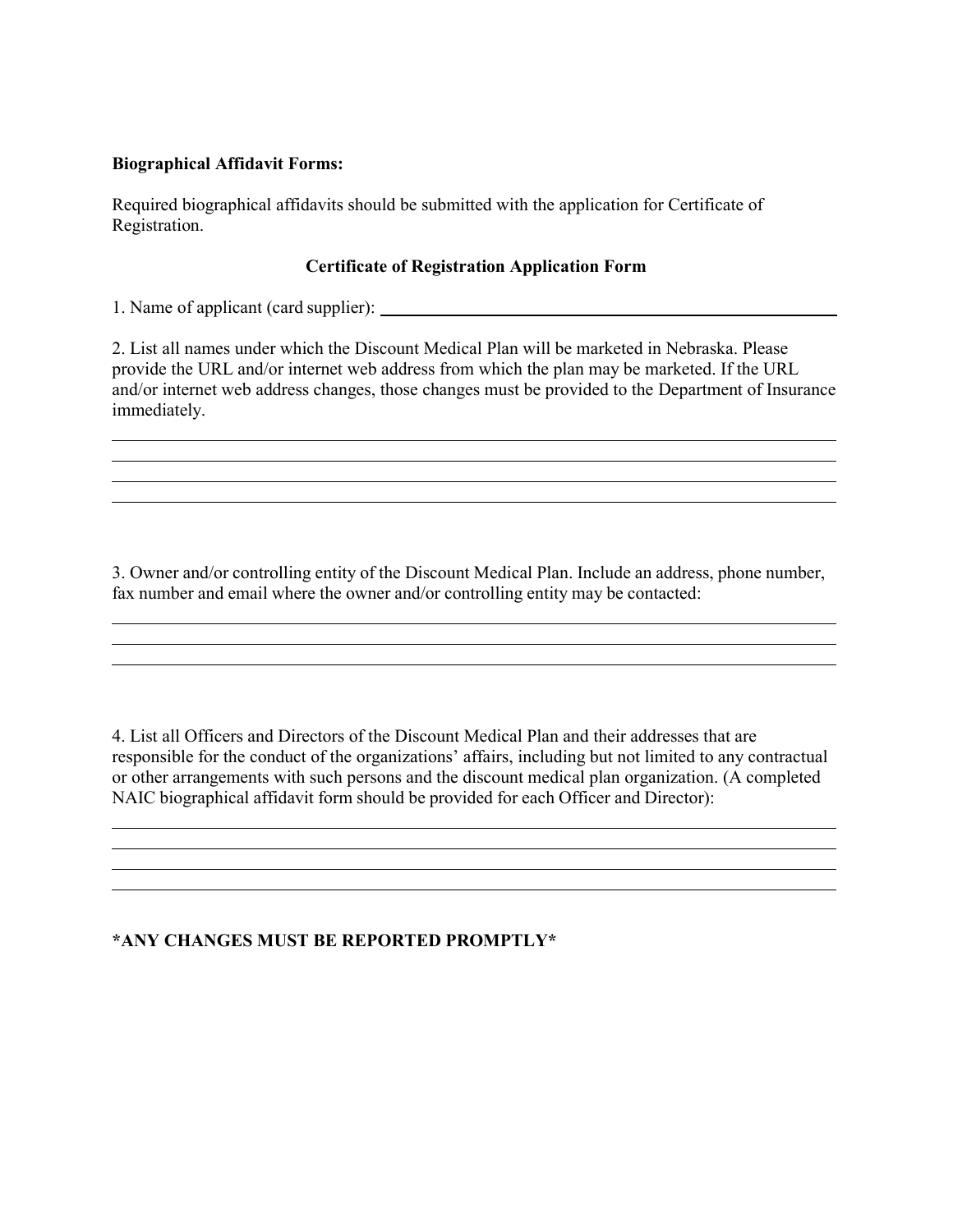**Biographical Affidavit Forms:**

Required biographical affidavits should be submitted with the application for Certificate of Registration.

**Certificate of Registration Application Form**

1. Name of applicant (card supplier): ______________________________________________

2. List all names under which the Discount Medical Plan will be marketed in Nebraska. Please provide the URL and/or internet web address from which the plan may be marketed. If the URL and/or internet web address changes, those changes must be provided to the Department of Insurance immediately.

______________________________________________________________________________
______________________________________________________________________________
______________________________________________________________________________
______________________________________________________________________________

3. Owner and/or controlling entity of the Discount Medical Plan. Include an address, phone number, fax number and email where the owner and/or controlling entity may be contacted:

______________________________________________________________________________
______________________________________________________________________________
______________________________________________________________________________

4. List all Officers and Directors of the Discount Medical Plan and their addresses that are responsible for the conduct of the organizations' affairs, including but not limited to any contractual or other arrangements with such persons and the discount medical plan organization. (A completed NAIC biographical affidavit form should be provided for each Officer and Director):

______________________________________________________________________________
______________________________________________________________________________
______________________________________________________________________________
______________________________________________________________________________

**\*ANY CHANGES MUST BE REPORTED PROMPTLY\***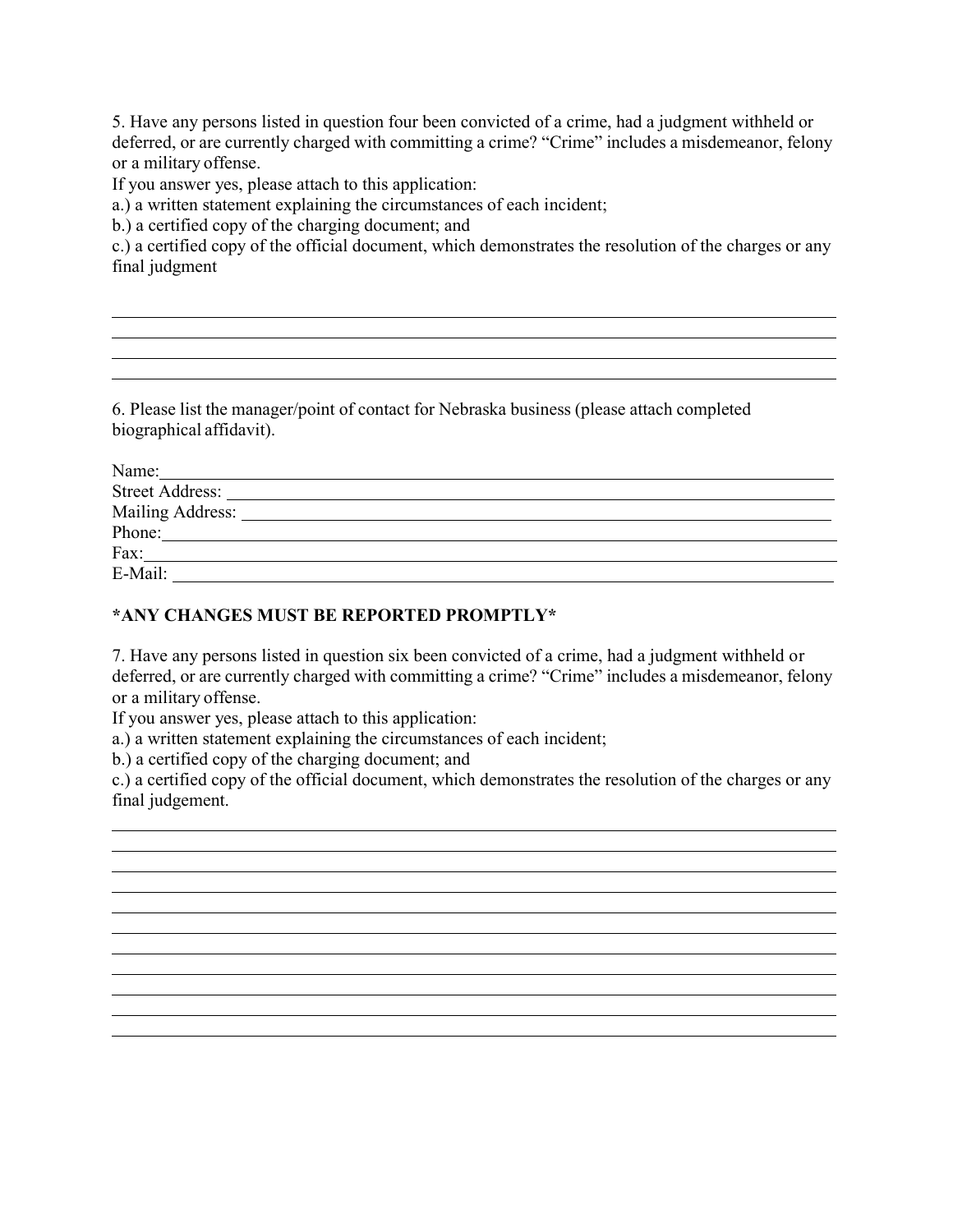5. Have any persons listed in question four been convicted of a crime, had a judgment withheld or deferred, or are currently charged with committing a crime? "Crime" includes a misdemeanor, felony or a military offense.

If you answer yes, please attach to this application:

a.) a written statement explaining the circumstances of each incident;

b.) a certified copy of the charging document; and

c.) a certified copy of the official document, which demonstrates the resolution of the charges or any final judgment

\_\_\_\_\_\_\_\_\_\_\_\_\_\_\_\_\_\_\_\_\_\_\_\_\_\_\_\_\_\_\_\_\_\_\_\_\_\_\_\_\_\_\_\_\_\_\_\_\_\_\_\_\_\_\_\_\_\_\_\_\_\_\_\_\_\_\_\_\_\_\_\_

\_\_\_\_\_\_\_\_\_\_\_\_\_\_\_\_\_\_\_\_\_\_\_\_\_\_\_\_\_\_\_\_\_\_\_\_\_\_\_\_\_\_\_\_\_\_\_\_\_\_\_\_\_\_\_\_\_\_\_\_\_\_\_\_\_\_\_\_\_\_\_\_

\_\_\_\_\_\_\_\_\_\_\_\_\_\_\_\_\_\_\_\_\_\_\_\_\_\_\_\_\_\_\_\_\_\_\_\_\_\_\_\_\_\_\_\_\_\_\_\_\_\_\_\_\_\_\_\_\_\_\_\_\_\_\_\_\_\_\_\_\_\_\_\_

\_\_\_\_\_\_\_\_\_\_\_\_\_\_\_\_\_\_\_\_\_\_\_\_\_\_\_\_\_\_\_\_\_\_\_\_\_\_\_\_\_\_\_\_\_\_\_\_\_\_\_\_\_\_\_\_\_\_\_\_\_\_\_\_\_\_\_\_\_\_\_\_

6. Please list the manager/point of contact for Nebraska business (please attach completed biographical affidavit).

Name: \_\_\_\_\_\_\_\_\_\_\_\_\_\_\_\_\_\_\_\_\_\_\_\_\_\_\_\_\_\_\_\_\_\_\_\_\_\_\_\_\_\_\_\_\_\_\_\_\_\_\_\_\_\_\_\_\_\_\_\_\_\_

Street Address: \_\_\_\_\_\_\_\_\_\_\_\_\_\_\_\_\_\_\_\_\_\_\_\_\_\_\_\_\_\_\_\_\_\_\_\_\_\_\_\_\_\_\_\_\_\_\_\_\_\_\_\_\_\_\_\_

Mailing Address: \_\_\_\_\_\_\_\_\_\_\_\_\_\_\_\_\_\_\_\_\_\_\_\_\_\_\_\_\_\_\_\_\_\_\_\_\_\_\_\_\_\_\_\_\_\_\_\_\_\_\_\_\_\_\_

Phone: \_\_\_\_\_\_\_\_\_\_\_\_\_\_\_\_\_\_\_\_\_\_\_\_\_\_\_\_\_\_\_\_\_\_\_\_\_\_\_\_\_\_\_\_\_\_\_\_\_\_\_\_\_\_\_\_\_\_\_\_\_\_

Fax: \_\_\_\_\_\_\_\_\_\_\_\_\_\_\_\_\_\_\_\_\_\_\_\_\_\_\_\_\_\_\_\_\_\_\_\_\_\_\_\_\_\_\_\_\_\_\_\_\_\_\_\_\_\_\_\_\_\_\_\_\_\_\_\_

E-Mail: \_\_\_\_\_\_\_\_\_\_\_\_\_\_\_\_\_\_\_\_\_\_\_\_\_\_\_\_\_\_\_\_\_\_\_\_\_\_\_\_\_\_\_\_\_\_\_\_\_\_\_\_\_\_\_\_\_\_\_\_\_

**\*ANY CHANGES MUST BE REPORTED PROMPTLY\***

7. Have any persons listed in question six been convicted of a crime, had a judgment withheld or deferred, or are currently charged with committing a crime? "Crime" includes a misdemeanor, felony or a military offense.

If you answer yes, please attach to this application:

a.) a written statement explaining the circumstances of each incident;

b.) a certified copy of the charging document; and

c.) a certified copy of the official document, which demonstrates the resolution of the charges or any final judgement.

\_\_\_\_\_\_\_\_\_\_\_\_\_\_\_\_\_\_\_\_\_\_\_\_\_\_\_\_\_\_\_\_\_\_\_\_\_\_\_\_\_\_\_\_\_\_\_\_\_\_\_\_\_\_\_\_\_\_\_\_\_\_\_\_\_\_\_\_\_\_\_\_

\_\_\_\_\_\_\_\_\_\_\_\_\_\_\_\_\_\_\_\_\_\_\_\_\_\_\_\_\_\_\_\_\_\_\_\_\_\_\_\_\_\_\_\_\_\_\_\_\_\_\_\_\_\_\_\_\_\_\_\_\_\_\_\_\_\_\_\_\_\_\_\_

\_\_\_\_\_\_\_\_\_\_\_\_\_\_\_\_\_\_\_\_\_\_\_\_\_\_\_\_\_\_\_\_\_\_\_\_\_\_\_\_\_\_\_\_\_\_\_\_\_\_\_\_\_\_\_\_\_\_\_\_\_\_\_\_\_\_\_\_\_\_\_\_

\_\_\_\_\_\_\_\_\_\_\_\_\_\_\_\_\_\_\_\_\_\_\_\_\_\_\_\_\_\_\_\_\_\_\_\_\_\_\_\_\_\_\_\_\_\_\_\_\_\_\_\_\_\_\_\_\_\_\_\_\_\_\_\_\_\_\_\_\_\_\_\_

\_\_\_\_\_\_\_\_\_\_\_\_\_\_\_\_\_\_\_\_\_\_\_\_\_\_\_\_\_\_\_\_\_\_\_\_\_\_\_\_\_\_\_\_\_\_\_\_\_\_\_\_\_\_\_\_\_\_\_\_\_\_\_\_\_\_\_\_\_\_\_\_

\_\_\_\_\_\_\_\_\_\_\_\_\_\_\_\_\_\_\_\_\_\_\_\_\_\_\_\_\_\_\_\_\_\_\_\_\_\_\_\_\_\_\_\_\_\_\_\_\_\_\_\_\_\_\_\_\_\_\_\_\_\_\_\_\_\_\_\_\_\_\_\_

\_\_\_\_\_\_\_\_\_\_\_\_\_\_\_\_\_\_\_\_\_\_\_\_\_\_\_\_\_\_\_\_\_\_\_\_\_\_\_\_\_\_\_\_\_\_\_\_\_\_\_\_\_\_\_\_\_\_\_\_\_\_\_\_\_\_\_\_\_\_\_\_

\_\_\_\_\_\_\_\_\_\_\_\_\_\_\_\_\_\_\_\_\_\_\_\_\_\_\_\_\_\_\_\_\_\_\_\_\_\_\_\_\_\_\_\_\_\_\_\_\_\_\_\_\_\_\_\_\_\_\_\_\_\_\_\_\_\_\_\_\_\_\_\_

\_\_\_\_\_\_\_\_\_\_\_\_\_\_\_\_\_\_\_\_\_\_\_\_\_\_\_\_\_\_\_\_\_\_\_\_\_\_\_\_\_\_\_\_\_\_\_\_\_\_\_\_\_\_\_\_\_\_\_\_\_\_\_\_\_\_\_\_\_\_\_\_

\_\_\_\_\_\_\_\_\_\_\_\_\_\_\_\_\_\_\_\_\_\_\_\_\_\_\_\_\_\_\_\_\_\_\_\_\_\_\_\_\_\_\_\_\_\_\_\_\_\_\_\_\_\_\_\_\_\_\_\_\_\_\_\_\_\_\_\_\_\_\_\_

\_\_\_\_\_\_\_\_\_\_\_\_\_\_\_\_\_\_\_\_\_\_\_\_\_\_\_\_\_\_\_\_\_\_\_\_\_\_\_\_\_\_\_\_\_\_\_\_\_\_\_\_\_\_\_\_\_\_\_\_\_\_\_\_\_\_\_\_\_\_\_\_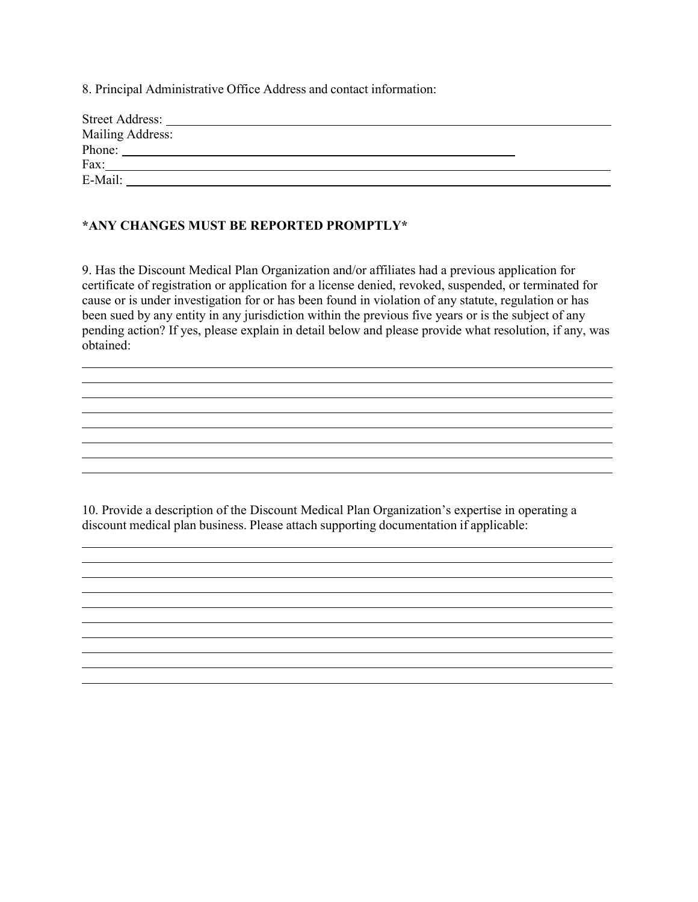8. Principal Administrative Office Address and contact information:

Street Address: ______________________________________________

Mailing Address:

Phone: ______________________________________________

Fax: ______________________________________________

E-Mail: ______________________________________________

**\*ANY CHANGES MUST BE REPORTED PROMPTLY\***

9. Has the Discount Medical Plan Organization and/or affiliates had a previous application for certificate of registration or application for a license denied, revoked, suspended, or terminated for cause or is under investigation for or has been found in violation of any statute, regulation or has been sued by any entity in any jurisdiction within the previous five years or is the subject of any pending action? If yes, please explain in detail below and please provide what resolution, if any, was obtained:

______________________________________________

______________________________________________

______________________________________________

______________________________________________

______________________________________________

______________________________________________

______________________________________________

______________________________________________

10. Provide a description of the Discount Medical Plan Organization's expertise in operating a discount medical plan business. Please attach supporting documentation if applicable:

______________________________________________

______________________________________________

______________________________________________

______________________________________________

______________________________________________

______________________________________________

______________________________________________

______________________________________________

______________________________________________

______________________________________________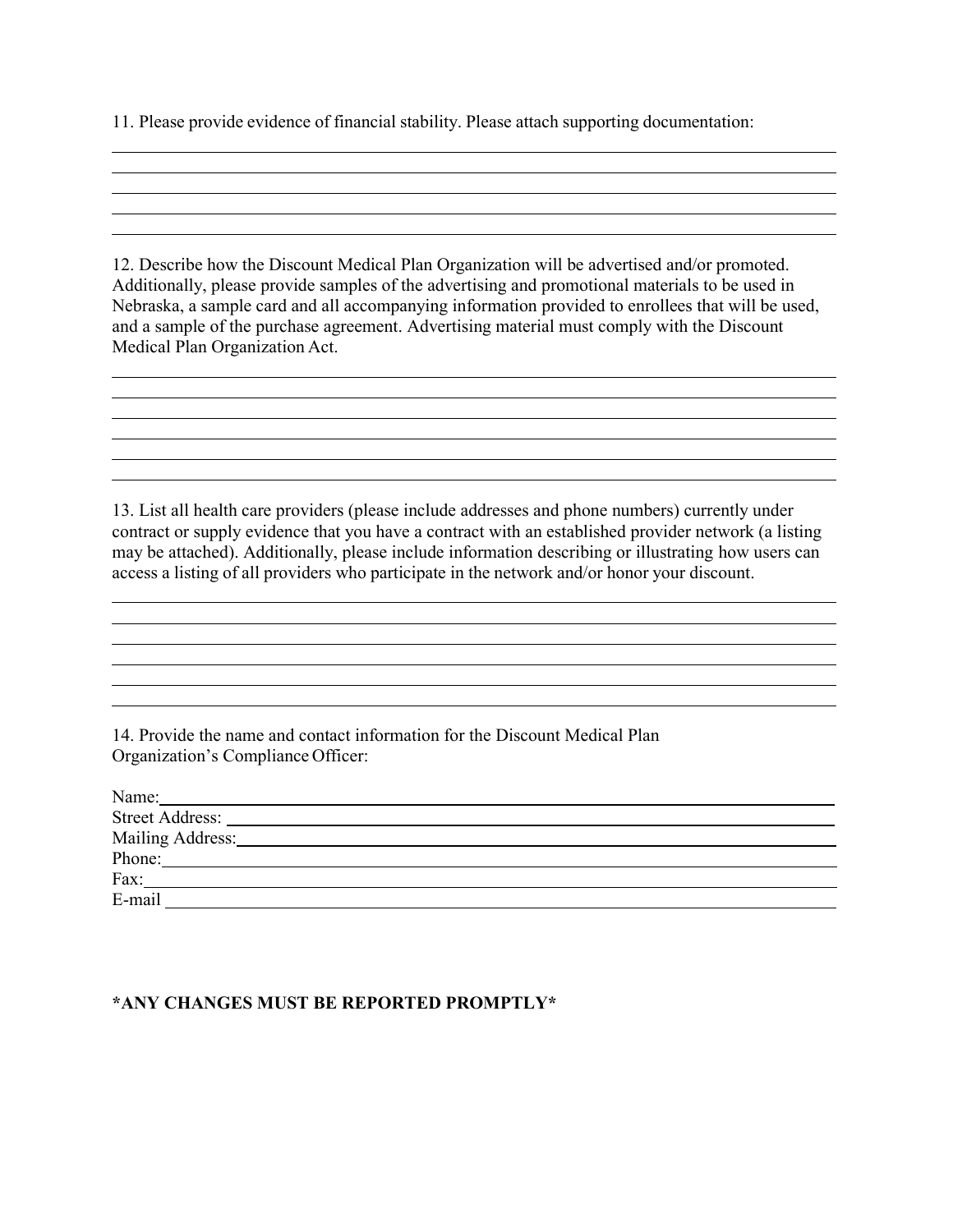11. Please provide evidence of financial stability. Please attach supporting documentation:

12. Describe how the Discount Medical Plan Organization will be advertised and/or promoted. Additionally, please provide samples of the advertising and promotional materials to be used in Nebraska, a sample card and all accompanying information provided to enrollees that will be used, and a sample of the purchase agreement. Advertising material must comply with the Discount Medical Plan Organization Act.

13. List all health care providers (please include addresses and phone numbers) currently under contract or supply evidence that you have a contract with an established provider network (a listing may be attached). Additionally, please include information describing or illustrating how users can access a listing of all providers who participate in the network and/or honor your discount.

14. Provide the name and contact information for the Discount Medical Plan Organization's Compliance Officer:

Name:
Street Address:
Mailing Address:
Phone:
Fax:
E-mail

**\*ANY CHANGES MUST BE REPORTED PROMPTLY\***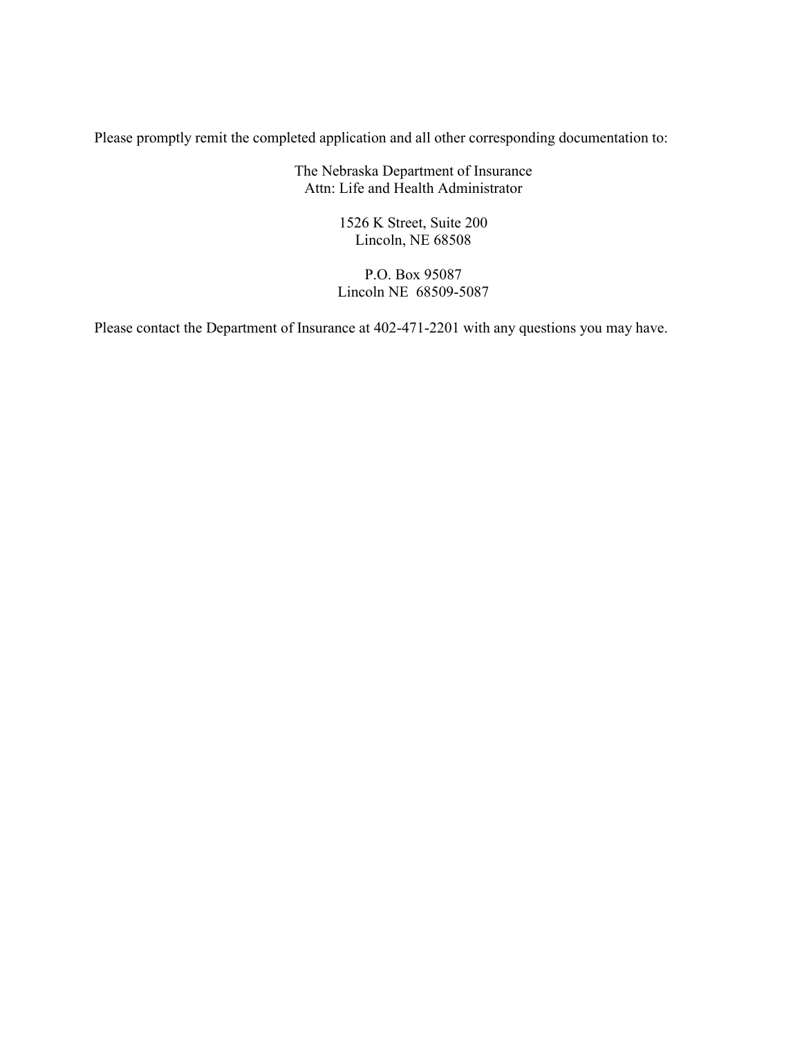Please promptly remit the completed application and all other corresponding documentation to:

The Nebraska Department of Insurance
Attn: Life and Health Administrator

1526 K Street, Suite 200
Lincoln, NE 68508

P.O. Box 95087
Lincoln NE  68509-5087

Please contact the Department of Insurance at 402-471-2201 with any questions you may have.